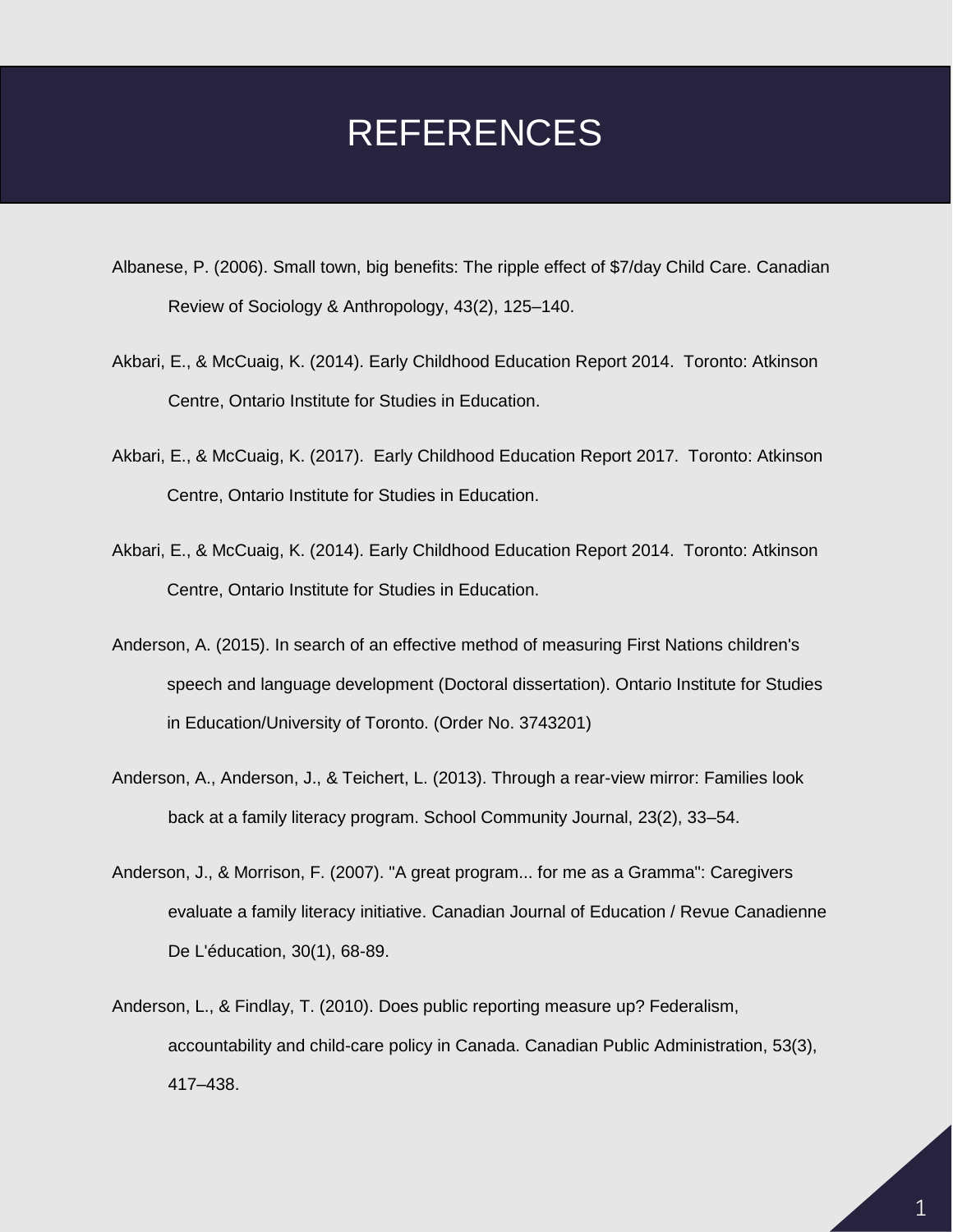# REFERENCES

Albanese, P. (2006). Small town, big benefits: The ripple effect of $7/day Child Care. Canadian Review of Sociology & Anthropology, 43(2), 125–140.

Akbari, E., & McCuaig, K. (2014). Early Childhood Education Report 2014. Toronto: Atkinson Centre, Ontario Institute for Studies in Education.

Akbari, E., & McCuaig, K. (2017). Early Childhood Education Report 2017. Toronto: Atkinson Centre, Ontario Institute for Studies in Education.

Akbari, E., & McCuaig, K. (2014). Early Childhood Education Report 2014. Toronto: Atkinson Centre, Ontario Institute for Studies in Education.

Anderson, A. (2015). In search of an effective method of measuring First Nations children's speech and language development (Doctoral dissertation). Ontario Institute for Studies in Education/University of Toronto. (Order No. 3743201)

Anderson, A., Anderson, J., & Teichert, L. (2013). Through a rear-view mirror: Families look back at a family literacy program. School Community Journal, 23(2), 33–54.

Anderson, J., & Morrison, F. (2007). "A great program... for me as a Gramma": Caregivers evaluate a family literacy initiative. Canadian Journal of Education / Revue Canadienne De L'éducation, 30(1), 68-89.

Anderson, L., & Findlay, T. (2010). Does public reporting measure up? Federalism, accountability and child-care policy in Canada. Canadian Public Administration, 53(3), 417–438.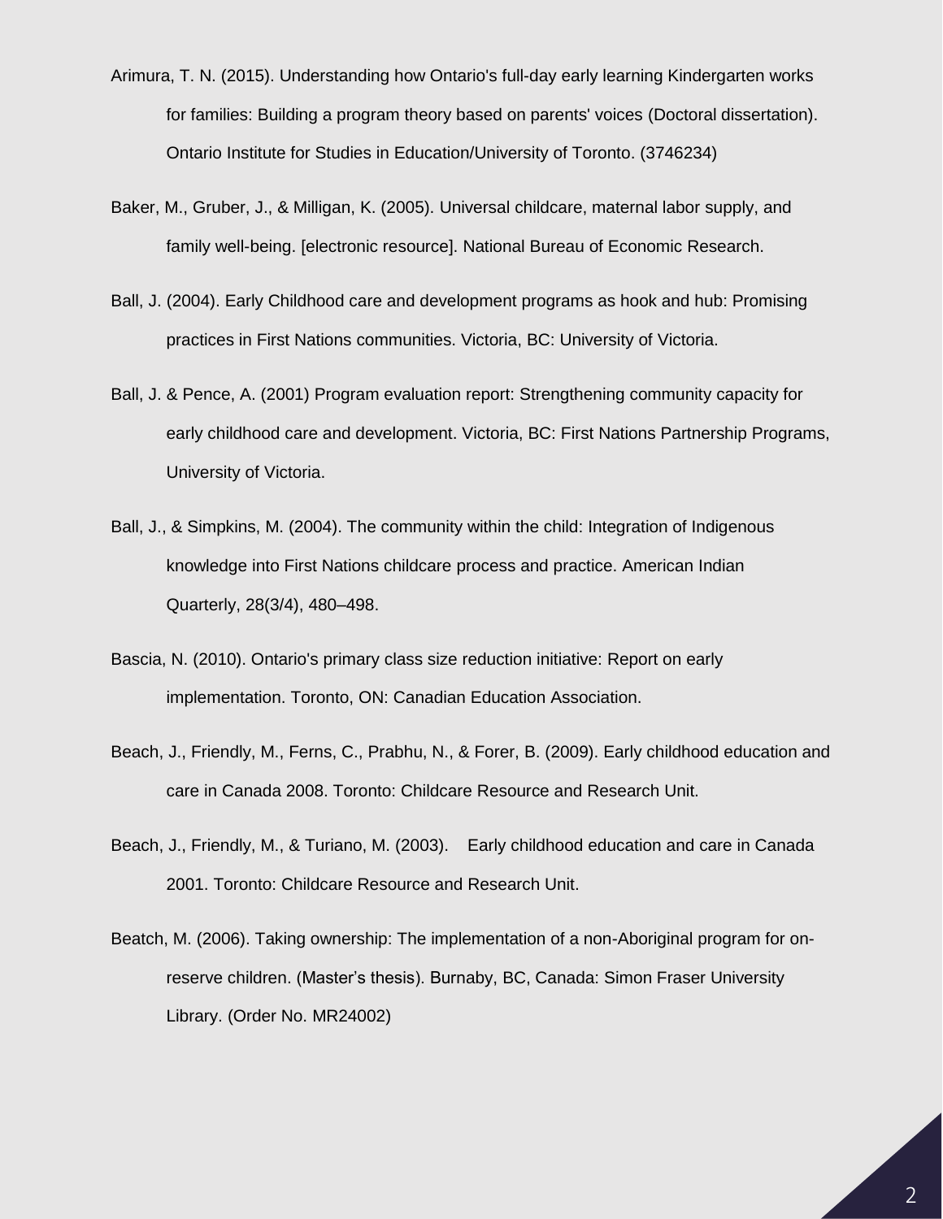Arimura, T. N. (2015). Understanding how Ontario's full-day early learning Kindergarten works for families: Building a program theory based on parents' voices (Doctoral dissertation). Ontario Institute for Studies in Education/University of Toronto. (3746234)

Baker, M., Gruber, J., & Milligan, K. (2005). Universal childcare, maternal labor supply, and family well-being. [electronic resource]. National Bureau of Economic Research.

Ball, J. (2004). Early Childhood care and development programs as hook and hub: Promising practices in First Nations communities. Victoria, BC: University of Victoria.

Ball, J. & Pence, A. (2001) Program evaluation report: Strengthening community capacity for early childhood care and development. Victoria, BC: First Nations Partnership Programs, University of Victoria.

Ball, J., & Simpkins, M. (2004). The community within the child: Integration of Indigenous knowledge into First Nations childcare process and practice. American Indian Quarterly, 28(3/4), 480–498.

Bascia, N. (2010). Ontario's primary class size reduction initiative: Report on early implementation. Toronto, ON: Canadian Education Association.

Beach, J., Friendly, M., Ferns, C., Prabhu, N., & Forer, B. (2009). Early childhood education and care in Canada 2008. Toronto: Childcare Resource and Research Unit.

Beach, J., Friendly, M., & Turiano, M. (2003). Early childhood education and care in Canada 2001. Toronto: Childcare Resource and Research Unit.

Beatch, M. (2006). Taking ownership: The implementation of a non-Aboriginal program for on-reserve children. (Master's thesis). Burnaby, BC, Canada: Simon Fraser University Library. (Order No. MR24002)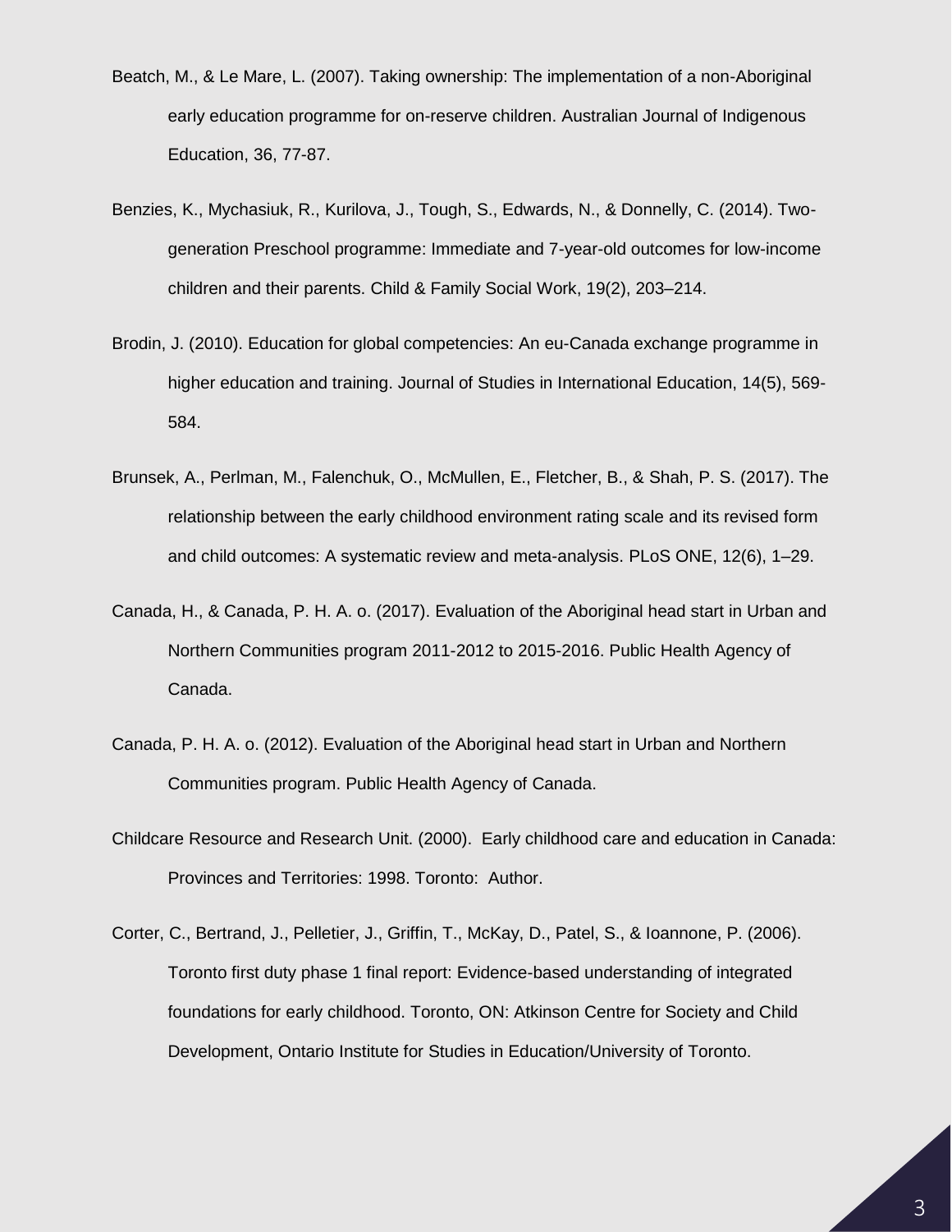Beatch, M., & Le Mare, L. (2007). Taking ownership: The implementation of a non-Aboriginal early education programme for on-reserve children. Australian Journal of Indigenous Education, 36, 77-87.

Benzies, K., Mychasiuk, R., Kurilova, J., Tough, S., Edwards, N., & Donnelly, C. (2014). Two-generation Preschool programme: Immediate and 7-year-old outcomes for low-income children and their parents. Child & Family Social Work, 19(2), 203–214.

Brodin, J. (2010). Education for global competencies: An eu-Canada exchange programme in higher education and training. Journal of Studies in International Education, 14(5), 569-584.

Brunsek, A., Perlman, M., Falenchuk, O., McMullen, E., Fletcher, B., & Shah, P. S. (2017). The relationship between the early childhood environment rating scale and its revised form and child outcomes: A systematic review and meta-analysis. PLoS ONE, 12(6), 1–29.

Canada, H., & Canada, P. H. A. o. (2017). Evaluation of the Aboriginal head start in Urban and Northern Communities program 2011-2012 to 2015-2016. Public Health Agency of Canada.

Canada, P. H. A. o. (2012). Evaluation of the Aboriginal head start in Urban and Northern Communities program. Public Health Agency of Canada.

Childcare Resource and Research Unit. (2000). Early childhood care and education in Canada: Provinces and Territories: 1998. Toronto: Author.

Corter, C., Bertrand, J., Pelletier, J., Griffin, T., McKay, D., Patel, S., & Ioannone, P. (2006). Toronto first duty phase 1 final report: Evidence-based understanding of integrated foundations for early childhood. Toronto, ON: Atkinson Centre for Society and Child Development, Ontario Institute for Studies in Education/University of Toronto.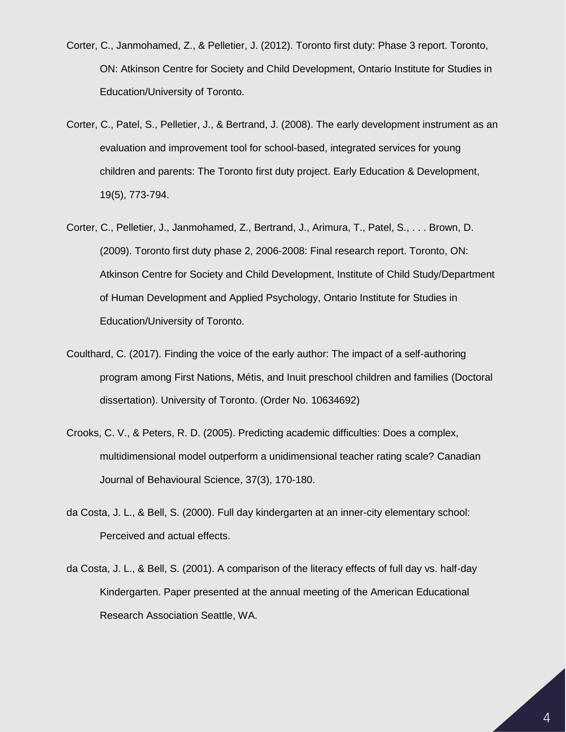Corter, C., Janmohamed, Z., & Pelletier, J. (2012). Toronto first duty: Phase 3 report. Toronto, ON: Atkinson Centre for Society and Child Development, Ontario Institute for Studies in Education/University of Toronto.

Corter, C., Patel, S., Pelletier, J., & Bertrand, J. (2008). The early development instrument as an evaluation and improvement tool for school-based, integrated services for young children and parents: The Toronto first duty project. Early Education & Development, 19(5), 773-794.

Corter, C., Pelletier, J., Janmohamed, Z., Bertrand, J., Arimura, T., Patel, S., . . . Brown, D. (2009). Toronto first duty phase 2, 2006-2008: Final research report. Toronto, ON: Atkinson Centre for Society and Child Development, Institute of Child Study/Department of Human Development and Applied Psychology, Ontario Institute for Studies in Education/University of Toronto.

Coulthard, C. (2017). Finding the voice of the early author: The impact of a self-authoring program among First Nations, Métis, and Inuit preschool children and families (Doctoral dissertation). University of Toronto. (Order No. 10634692)

Crooks, C. V., & Peters, R. D. (2005). Predicting academic difficulties: Does a complex, multidimensional model outperform a unidimensional teacher rating scale? Canadian Journal of Behavioural Science, 37(3), 170-180.

da Costa, J. L., & Bell, S. (2000). Full day kindergarten at an inner-city elementary school: Perceived and actual effects.

da Costa, J. L., & Bell, S. (2001). A comparison of the literacy effects of full day vs. half-day Kindergarten. Paper presented at the annual meeting of the American Educational Research Association Seattle, WA.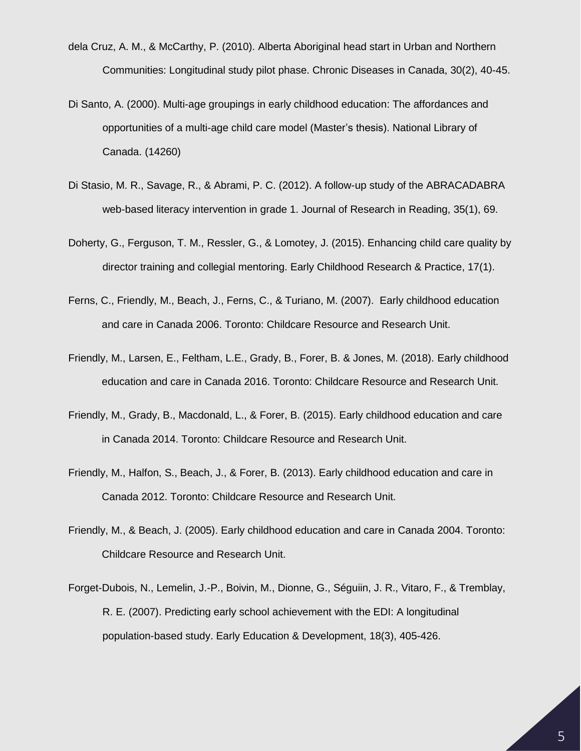dela Cruz, A. M., & McCarthy, P. (2010). Alberta Aboriginal head start in Urban and Northern Communities: Longitudinal study pilot phase. Chronic Diseases in Canada, 30(2), 40-45.

Di Santo, A. (2000). Multi-age groupings in early childhood education: The affordances and opportunities of a multi-age child care model (Master's thesis). National Library of Canada. (14260)

Di Stasio, M. R., Savage, R., & Abrami, P. C. (2012). A follow-up study of the ABRACADABRA web-based literacy intervention in grade 1. Journal of Research in Reading, 35(1), 69.

Doherty, G., Ferguson, T. M., Ressler, G., & Lomotey, J. (2015). Enhancing child care quality by director training and collegial mentoring. Early Childhood Research & Practice, 17(1).

Ferns, C., Friendly, M., Beach, J., Ferns, C., & Turiano, M. (2007). Early childhood education and care in Canada 2006. Toronto: Childcare Resource and Research Unit.

Friendly, M., Larsen, E., Feltham, L.E., Grady, B., Forer, B. & Jones, M. (2018). Early childhood education and care in Canada 2016. Toronto: Childcare Resource and Research Unit.

Friendly, M., Grady, B., Macdonald, L., & Forer, B. (2015). Early childhood education and care in Canada 2014. Toronto: Childcare Resource and Research Unit.

Friendly, M., Halfon, S., Beach, J., & Forer, B. (2013). Early childhood education and care in Canada 2012. Toronto: Childcare Resource and Research Unit.

Friendly, M., & Beach, J. (2005). Early childhood education and care in Canada 2004. Toronto: Childcare Resource and Research Unit.

Forget-Dubois, N., Lemelin, J.-P., Boivin, M., Dionne, G., Séguiin, J. R., Vitaro, F., & Tremblay, R. E. (2007). Predicting early school achievement with the EDI: A longitudinal population-based study. Early Education & Development, 18(3), 405-426.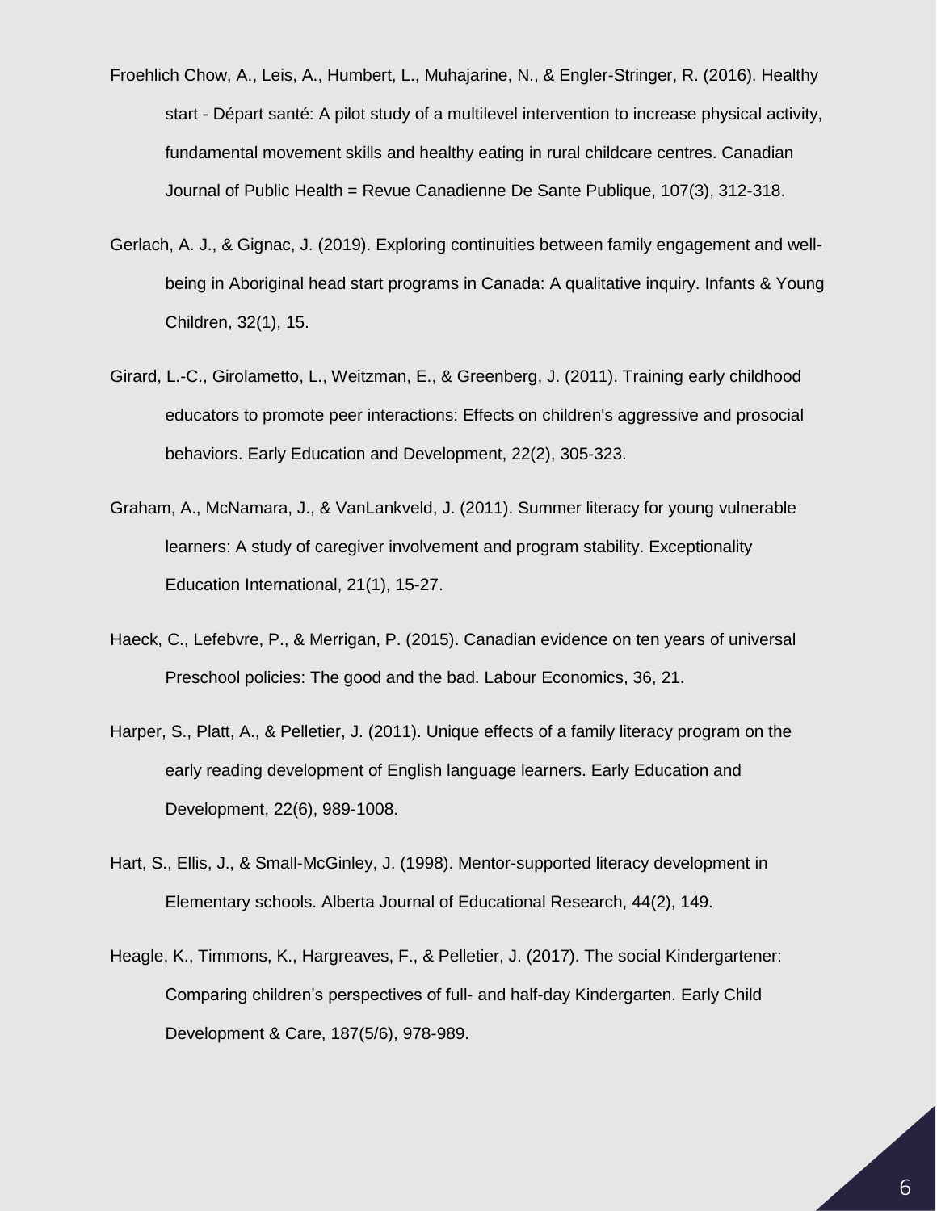Froehlich Chow, A., Leis, A., Humbert, L., Muhajarine, N., & Engler-Stringer, R. (2016). Healthy start - Départ santé: A pilot study of a multilevel intervention to increase physical activity, fundamental movement skills and healthy eating in rural childcare centres. Canadian Journal of Public Health = Revue Canadienne De Sante Publique, 107(3), 312-318.

Gerlach, A. J., & Gignac, J. (2019). Exploring continuities between family engagement and well-being in Aboriginal head start programs in Canada: A qualitative inquiry. Infants & Young Children, 32(1), 15.

Girard, L.-C., Girolametto, L., Weitzman, E., & Greenberg, J. (2011). Training early childhood educators to promote peer interactions: Effects on children's aggressive and prosocial behaviors. Early Education and Development, 22(2), 305-323.

Graham, A., McNamara, J., & VanLankveld, J. (2011). Summer literacy for young vulnerable learners: A study of caregiver involvement and program stability. Exceptionality Education International, 21(1), 15-27.

Haeck, C., Lefebvre, P., & Merrigan, P. (2015). Canadian evidence on ten years of universal Preschool policies: The good and the bad. Labour Economics, 36, 21.

Harper, S., Platt, A., & Pelletier, J. (2011). Unique effects of a family literacy program on the early reading development of English language learners. Early Education and Development, 22(6), 989-1008.

Hart, S., Ellis, J., & Small-McGinley, J. (1998). Mentor-supported literacy development in Elementary schools. Alberta Journal of Educational Research, 44(2), 149.

Heagle, K., Timmons, K., Hargreaves, F., & Pelletier, J. (2017). The social Kindergartener: Comparing children's perspectives of full- and half-day Kindergarten. Early Child Development & Care, 187(5/6), 978-989.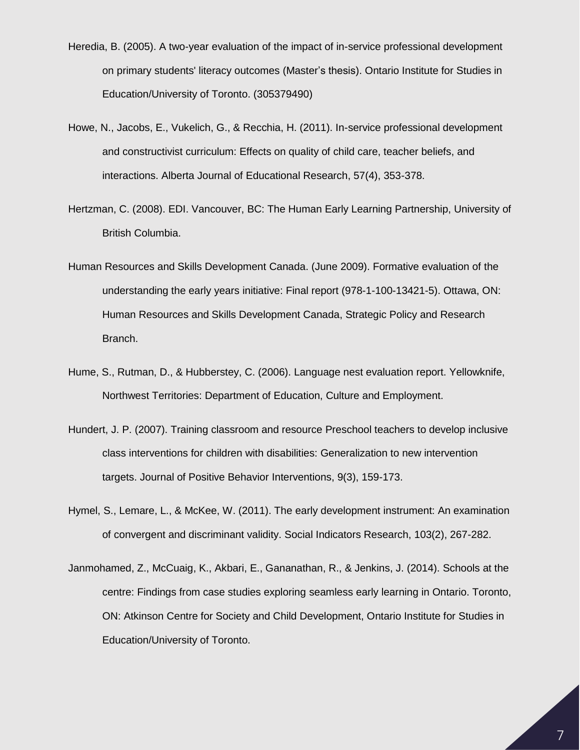Heredia, B. (2005). A two-year evaluation of the impact of in-service professional development on primary students' literacy outcomes (Master's thesis). Ontario Institute for Studies in Education/University of Toronto. (305379490)

Howe, N., Jacobs, E., Vukelich, G., & Recchia, H. (2011). In-service professional development and constructivist curriculum: Effects on quality of child care, teacher beliefs, and interactions. Alberta Journal of Educational Research, 57(4), 353-378.

Hertzman, C. (2008). EDI. Vancouver, BC: The Human Early Learning Partnership, University of British Columbia.

Human Resources and Skills Development Canada. (June 2009). Formative evaluation of the understanding the early years initiative: Final report (978-1-100-13421-5). Ottawa, ON: Human Resources and Skills Development Canada, Strategic Policy and Research Branch.

Hume, S., Rutman, D., & Hubberstey, C. (2006). Language nest evaluation report. Yellowknife, Northwest Territories: Department of Education, Culture and Employment.

Hundert, J. P. (2007). Training classroom and resource Preschool teachers to develop inclusive class interventions for children with disabilities: Generalization to new intervention targets. Journal of Positive Behavior Interventions, 9(3), 159-173.

Hymel, S., Lemare, L., & McKee, W. (2011). The early development instrument: An examination of convergent and discriminant validity. Social Indicators Research, 103(2), 267-282.

Janmohamed, Z., McCuaig, K., Akbari, E., Gananathan, R., & Jenkins, J. (2014). Schools at the centre: Findings from case studies exploring seamless early learning in Ontario. Toronto, ON: Atkinson Centre for Society and Child Development, Ontario Institute for Studies in Education/University of Toronto.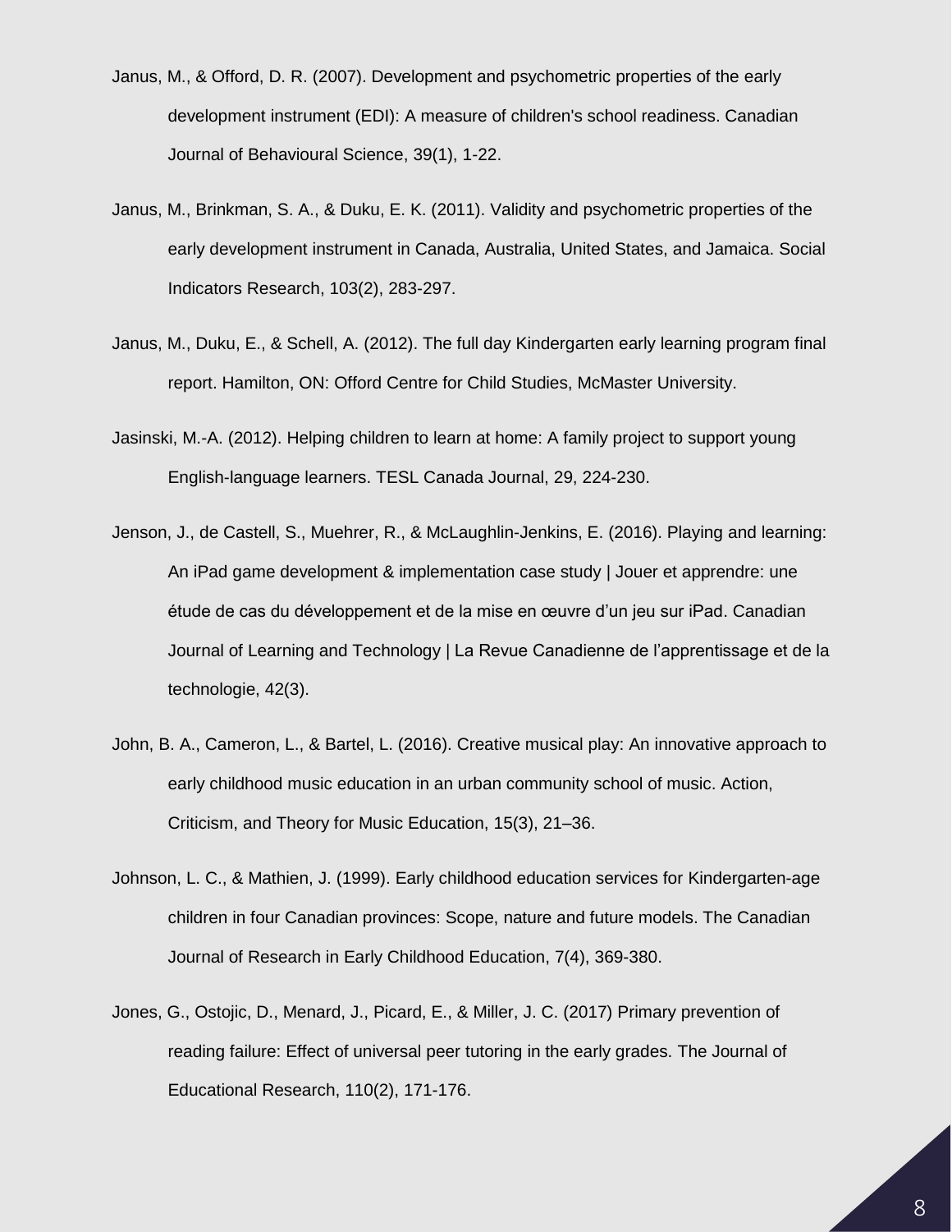Janus, M., & Offord, D. R. (2007). Development and psychometric properties of the early development instrument (EDI): A measure of children's school readiness. Canadian Journal of Behavioural Science, 39(1), 1-22.

Janus, M., Brinkman, S. A., & Duku, E. K. (2011). Validity and psychometric properties of the early development instrument in Canada, Australia, United States, and Jamaica. Social Indicators Research, 103(2), 283-297.

Janus, M., Duku, E., & Schell, A. (2012). The full day Kindergarten early learning program final report. Hamilton, ON: Offord Centre for Child Studies, McMaster University.

Jasinski, M.-A. (2012). Helping children to learn at home: A family project to support young English-language learners. TESL Canada Journal, 29, 224-230.

Jenson, J., de Castell, S., Muehrer, R., & McLaughlin-Jenkins, E. (2016). Playing and learning: An iPad game development & implementation case study | Jouer et apprendre: une étude de cas du développement et de la mise en œuvre d'un jeu sur iPad. Canadian Journal of Learning and Technology | La Revue Canadienne de l'apprentissage et de la technologie, 42(3).

John, B. A., Cameron, L., & Bartel, L. (2016). Creative musical play: An innovative approach to early childhood music education in an urban community school of music. Action, Criticism, and Theory for Music Education, 15(3), 21–36.

Johnson, L. C., & Mathien, J. (1999). Early childhood education services for Kindergarten-age children in four Canadian provinces: Scope, nature and future models. The Canadian Journal of Research in Early Childhood Education, 7(4), 369-380.

Jones, G., Ostojic, D., Menard, J., Picard, E., & Miller, J. C. (2017) Primary prevention of reading failure: Effect of universal peer tutoring in the early grades. The Journal of Educational Research, 110(2), 171-176.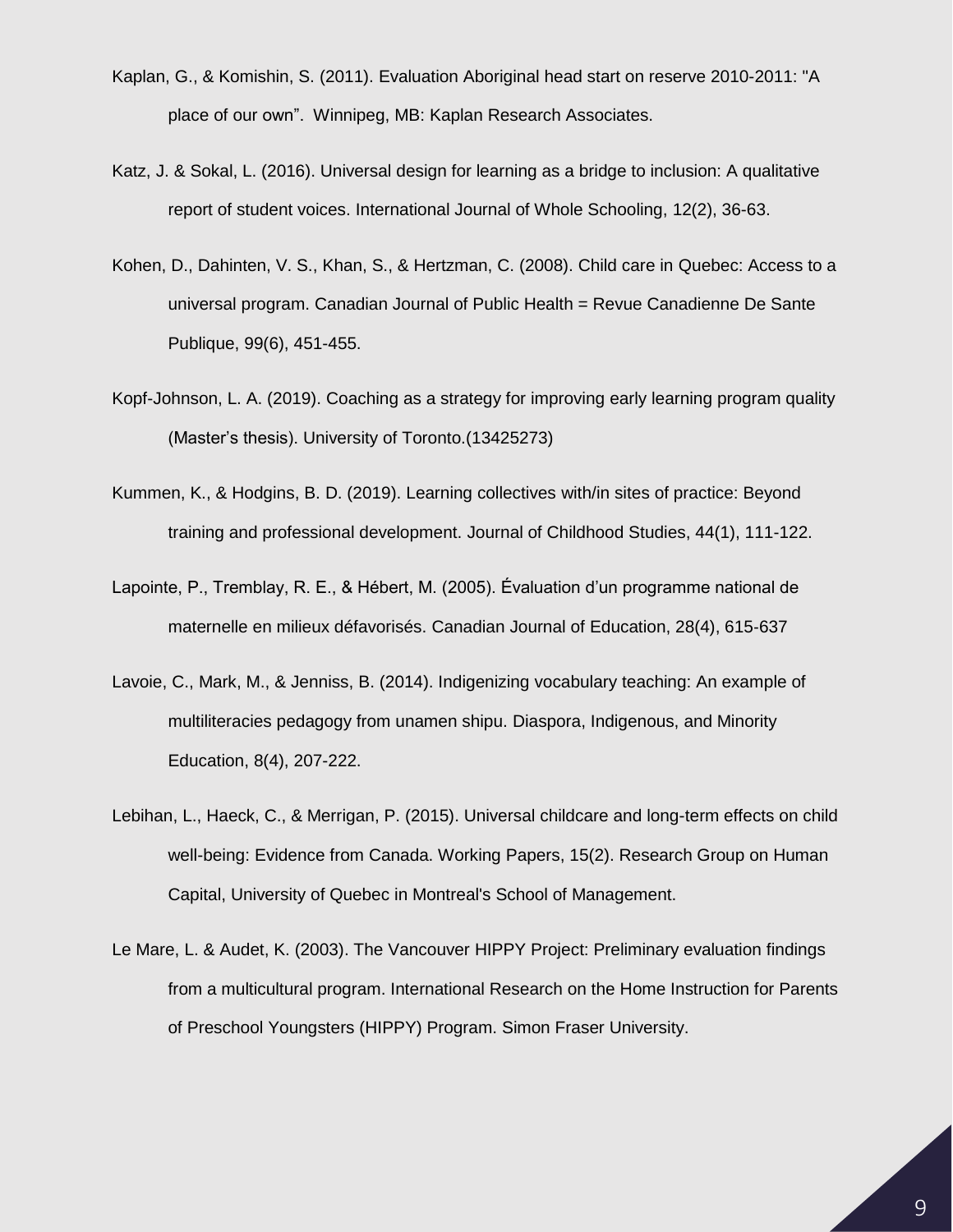Kaplan, G., & Komishin, S. (2011). Evaluation Aboriginal head start on reserve 2010-2011: "A place of our own". Winnipeg, MB: Kaplan Research Associates.

Katz, J. & Sokal, L. (2016). Universal design for learning as a bridge to inclusion: A qualitative report of student voices. International Journal of Whole Schooling, 12(2), 36-63.

Kohen, D., Dahinten, V. S., Khan, S., & Hertzman, C. (2008). Child care in Quebec: Access to a universal program. Canadian Journal of Public Health = Revue Canadienne De Sante Publique, 99(6), 451-455.

Kopf-Johnson, L. A. (2019). Coaching as a strategy for improving early learning program quality (Master's thesis). University of Toronto.(13425273)

Kummen, K., & Hodgins, B. D. (2019). Learning collectives with/in sites of practice: Beyond training and professional development. Journal of Childhood Studies, 44(1), 111-122.

Lapointe, P., Tremblay, R. E., & Hébert, M. (2005). Évaluation d'un programme national de maternelle en milieux défavorisés. Canadian Journal of Education, 28(4), 615-637

Lavoie, C., Mark, M., & Jenniss, B. (2014). Indigenizing vocabulary teaching: An example of multiliteracies pedagogy from unamen shipu. Diaspora, Indigenous, and Minority Education, 8(4), 207-222.

Lebihan, L., Haeck, C., & Merrigan, P. (2015). Universal childcare and long-term effects on child well-being: Evidence from Canada. Working Papers, 15(2). Research Group on Human Capital, University of Quebec in Montreal's School of Management.

Le Mare, L. & Audet, K. (2003). The Vancouver HIPPY Project: Preliminary evaluation findings from a multicultural program. International Research on the Home Instruction for Parents of Preschool Youngsters (HIPPY) Program. Simon Fraser University.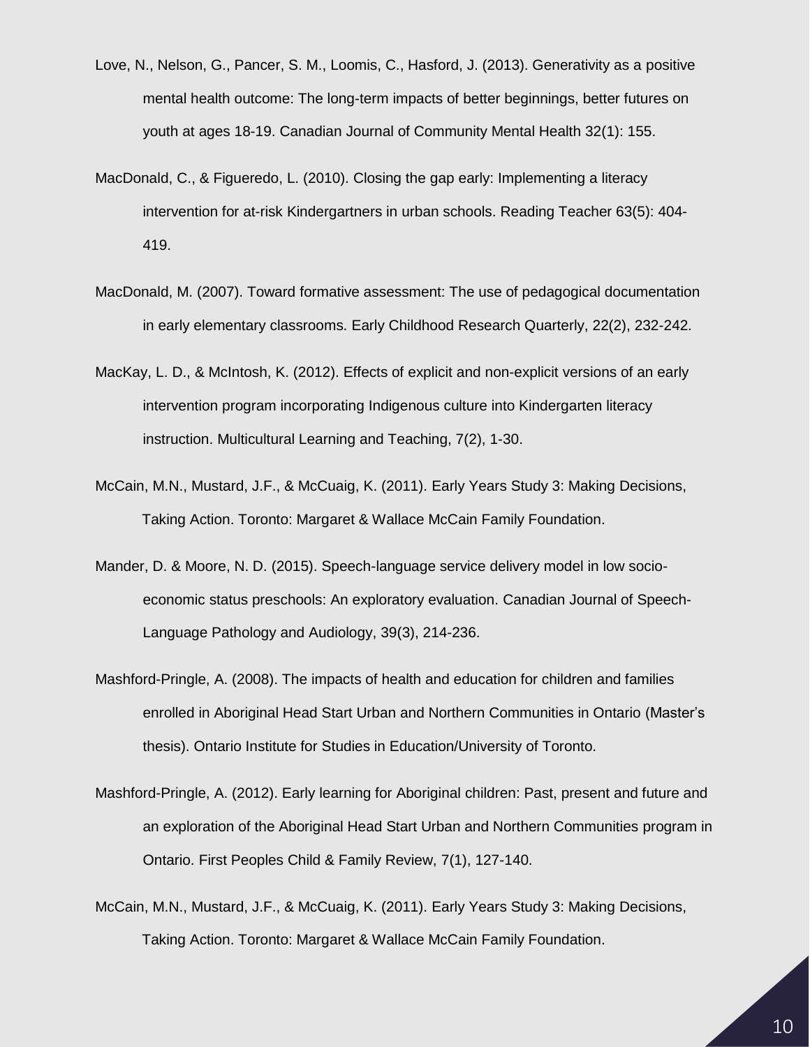Love, N., Nelson, G., Pancer, S. M., Loomis, C., Hasford, J. (2013). Generativity as a positive mental health outcome: The long-term impacts of better beginnings, better futures on youth at ages 18-19. Canadian Journal of Community Mental Health 32(1): 155.

MacDonald, C., & Figueredo, L. (2010). Closing the gap early: Implementing a literacy intervention for at-risk Kindergartners in urban schools. Reading Teacher 63(5): 404-419.

MacDonald, M. (2007). Toward formative assessment: The use of pedagogical documentation in early elementary classrooms. Early Childhood Research Quarterly, 22(2), 232-242.

MacKay, L. D., & McIntosh, K. (2012). Effects of explicit and non-explicit versions of an early intervention program incorporating Indigenous culture into Kindergarten literacy instruction. Multicultural Learning and Teaching, 7(2), 1-30.

McCain, M.N., Mustard, J.F., & McCuaig, K. (2011). Early Years Study 3: Making Decisions, Taking Action. Toronto: Margaret & Wallace McCain Family Foundation.

Mander, D. & Moore, N. D. (2015). Speech-language service delivery model in low socio-economic status preschools: An exploratory evaluation. Canadian Journal of Speech-Language Pathology and Audiology, 39(3), 214-236.

Mashford-Pringle, A. (2008). The impacts of health and education for children and families enrolled in Aboriginal Head Start Urban and Northern Communities in Ontario (Master's thesis). Ontario Institute for Studies in Education/University of Toronto.

Mashford-Pringle, A. (2012). Early learning for Aboriginal children: Past, present and future and an exploration of the Aboriginal Head Start Urban and Northern Communities program in Ontario. First Peoples Child & Family Review, 7(1), 127-140.

McCain, M.N., Mustard, J.F., & McCuaig, K. (2011). Early Years Study 3: Making Decisions, Taking Action. Toronto: Margaret & Wallace McCain Family Foundation.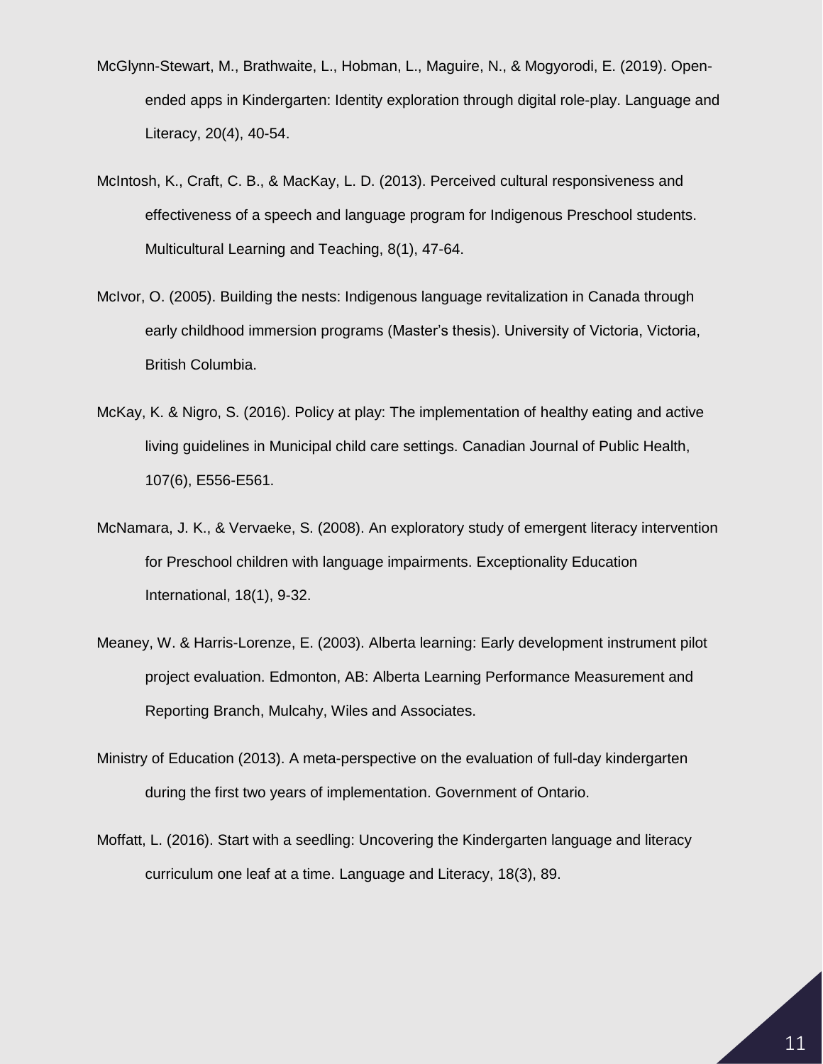McGlynn-Stewart, M., Brathwaite, L., Hobman, L., Maguire, N., & Mogyorodi, E. (2019). Open-ended apps in Kindergarten: Identity exploration through digital role-play. Language and Literacy, 20(4), 40-54.

McIntosh, K., Craft, C. B., & MacKay, L. D. (2013). Perceived cultural responsiveness and effectiveness of a speech and language program for Indigenous Preschool students. Multicultural Learning and Teaching, 8(1), 47-64.

McIvor, O. (2005). Building the nests: Indigenous language revitalization in Canada through early childhood immersion programs (Master's thesis). University of Victoria, Victoria, British Columbia.

McKay, K. & Nigro, S. (2016). Policy at play: The implementation of healthy eating and active living guidelines in Municipal child care settings. Canadian Journal of Public Health, 107(6), E556-E561.

McNamara, J. K., & Vervaeke, S. (2008). An exploratory study of emergent literacy intervention for Preschool children with language impairments. Exceptionality Education International, 18(1), 9-32.

Meaney, W. & Harris-Lorenze, E. (2003). Alberta learning: Early development instrument pilot project evaluation. Edmonton, AB: Alberta Learning Performance Measurement and Reporting Branch, Mulcahy, Wiles and Associates.

Ministry of Education (2013). A meta-perspective on the evaluation of full-day kindergarten during the first two years of implementation. Government of Ontario.

Moffatt, L. (2016). Start with a seedling: Uncovering the Kindergarten language and literacy curriculum one leaf at a time. Language and Literacy, 18(3), 89.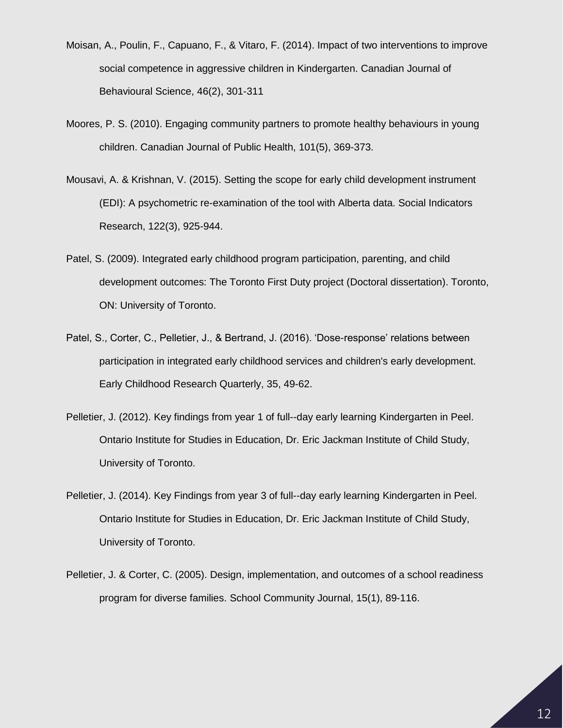Moisan, A., Poulin, F., Capuano, F., & Vitaro, F. (2014). Impact of two interventions to improve social competence in aggressive children in Kindergarten. Canadian Journal of Behavioural Science, 46(2), 301-311

Moores, P. S. (2010). Engaging community partners to promote healthy behaviours in young children. Canadian Journal of Public Health, 101(5), 369-373.

Mousavi, A. & Krishnan, V. (2015). Setting the scope for early child development instrument (EDI): A psychometric re-examination of the tool with Alberta data. Social Indicators Research, 122(3), 925-944.

Patel, S. (2009). Integrated early childhood program participation, parenting, and child development outcomes: The Toronto First Duty project (Doctoral dissertation). Toronto, ON: University of Toronto.

Patel, S., Corter, C., Pelletier, J., & Bertrand, J. (2016). 'Dose-response' relations between participation in integrated early childhood services and children's early development. Early Childhood Research Quarterly, 35, 49-62.

Pelletier, J. (2012). Key findings from year 1 of full--day early learning Kindergarten in Peel. Ontario Institute for Studies in Education, Dr. Eric Jackman Institute of Child Study, University of Toronto.

Pelletier, J. (2014). Key Findings from year 3 of full--day early learning Kindergarten in Peel. Ontario Institute for Studies in Education, Dr. Eric Jackman Institute of Child Study, University of Toronto.

Pelletier, J. & Corter, C. (2005). Design, implementation, and outcomes of a school readiness program for diverse families. School Community Journal, 15(1), 89-116.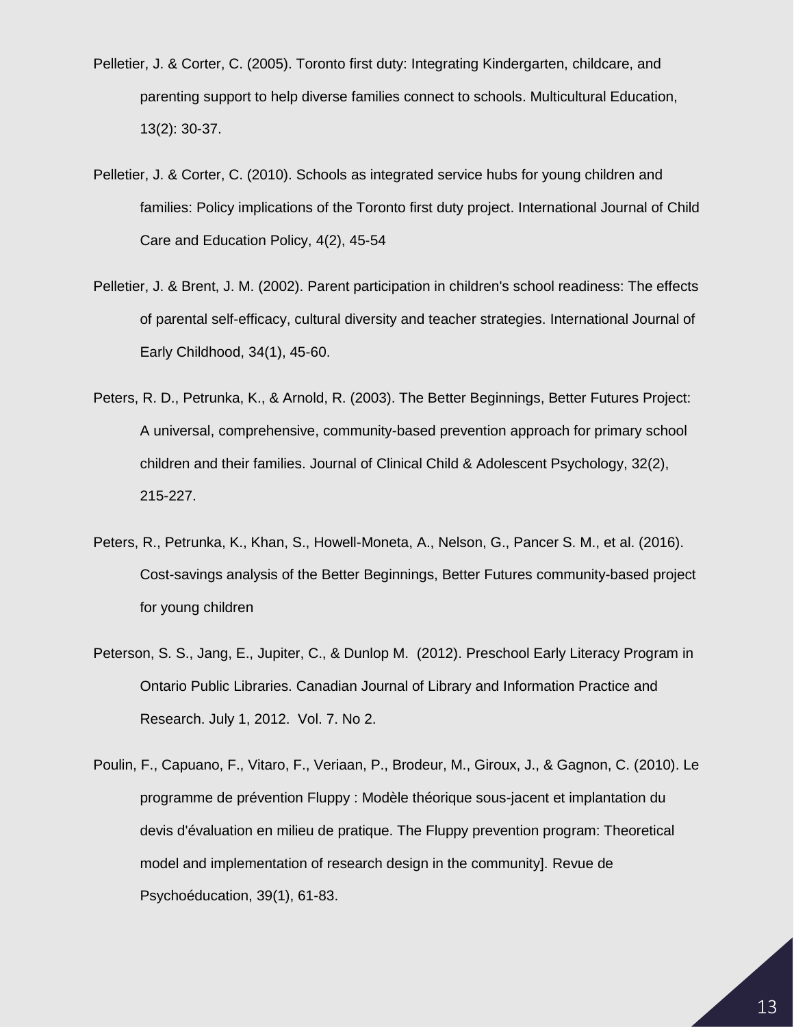Pelletier, J. & Corter, C. (2005). Toronto first duty: Integrating Kindergarten, childcare, and parenting support to help diverse families connect to schools. Multicultural Education, 13(2): 30-37.

Pelletier, J. & Corter, C. (2010). Schools as integrated service hubs for young children and families: Policy implications of the Toronto first duty project. International Journal of Child Care and Education Policy, 4(2), 45-54

Pelletier, J. & Brent, J. M. (2002). Parent participation in children's school readiness: The effects of parental self-efficacy, cultural diversity and teacher strategies. International Journal of Early Childhood, 34(1), 45-60.

Peters, R. D., Petrunka, K., & Arnold, R. (2003). The Better Beginnings, Better Futures Project: A universal, comprehensive, community-based prevention approach for primary school children and their families. Journal of Clinical Child & Adolescent Psychology, 32(2), 215-227.

Peters, R., Petrunka, K., Khan, S., Howell-Moneta, A., Nelson, G., Pancer S. M., et al. (2016). Cost-savings analysis of the Better Beginnings, Better Futures community-based project for young children

Peterson, S. S., Jang, E., Jupiter, C., & Dunlop M.  (2012). Preschool Early Literacy Program in Ontario Public Libraries. Canadian Journal of Library and Information Practice and Research. July 1, 2012.  Vol. 7. No 2.

Poulin, F., Capuano, F., Vitaro, F., Veriaan, P., Brodeur, M., Giroux, J., & Gagnon, C. (2010). Le programme de prévention Fluppy : Modèle théorique sous-jacent et implantation du devis d'évaluation en milieu de pratique. The Fluppy prevention program: Theoretical model and implementation of research design in the community]. Revue de Psychoéducation, 39(1), 61-83.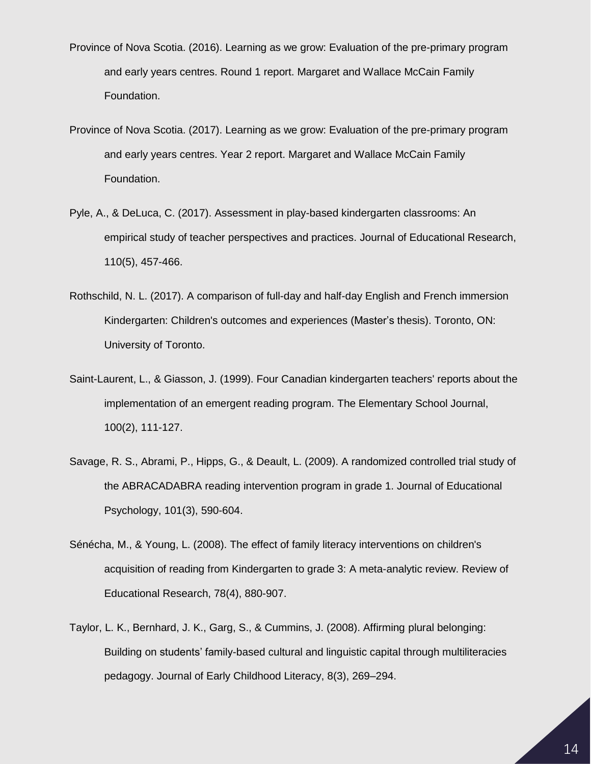Province of Nova Scotia. (2016). Learning as we grow: Evaluation of the pre-primary program and early years centres. Round 1 report. Margaret and Wallace McCain Family Foundation.

Province of Nova Scotia. (2017). Learning as we grow: Evaluation of the pre-primary program and early years centres. Year 2 report. Margaret and Wallace McCain Family Foundation.

Pyle, A., & DeLuca, C. (2017). Assessment in play-based kindergarten classrooms: An empirical study of teacher perspectives and practices. Journal of Educational Research, 110(5), 457-466.

Rothschild, N. L. (2017). A comparison of full-day and half-day English and French immersion Kindergarten: Children's outcomes and experiences (Master's thesis). Toronto, ON: University of Toronto.

Saint-Laurent, L., & Giasson, J. (1999). Four Canadian kindergarten teachers' reports about the implementation of an emergent reading program. The Elementary School Journal, 100(2), 111-127.

Savage, R. S., Abrami, P., Hipps, G., & Deault, L. (2009). A randomized controlled trial study of the ABRACADABRA reading intervention program in grade 1. Journal of Educational Psychology, 101(3), 590-604.

Sénécha, M., & Young, L. (2008). The effect of family literacy interventions on children's acquisition of reading from Kindergarten to grade 3: A meta-analytic review. Review of Educational Research, 78(4), 880-907.

Taylor, L. K., Bernhard, J. K., Garg, S., & Cummins, J. (2008). Affirming plural belonging: Building on students' family-based cultural and linguistic capital through multiliteracies pedagogy. Journal of Early Childhood Literacy, 8(3), 269–294.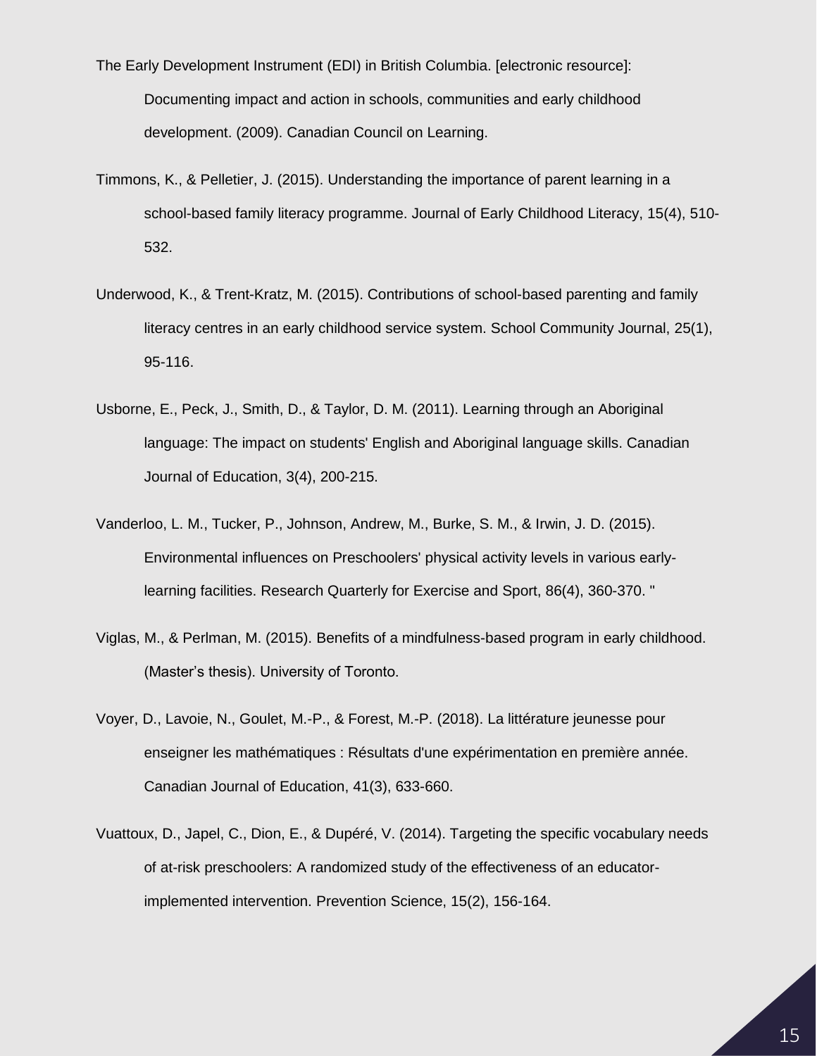The Early Development Instrument (EDI) in British Columbia. [electronic resource]: Documenting impact and action in schools, communities and early childhood development. (2009). Canadian Council on Learning.

Timmons, K., & Pelletier, J. (2015). Understanding the importance of parent learning in a school-based family literacy programme. Journal of Early Childhood Literacy, 15(4), 510-532.

Underwood, K., & Trent-Kratz, M. (2015). Contributions of school-based parenting and family literacy centres in an early childhood service system. School Community Journal, 25(1), 95-116.

Usborne, E., Peck, J., Smith, D., & Taylor, D. M. (2011). Learning through an Aboriginal language: The impact on students' English and Aboriginal language skills. Canadian Journal of Education, 3(4), 200-215.

Vanderloo, L. M., Tucker, P., Johnson, Andrew, M., Burke, S. M., & Irwin, J. D. (2015). Environmental influences on Preschoolers' physical activity levels in various early-learning facilities. Research Quarterly for Exercise and Sport, 86(4), 360-370. "

Viglas, M., & Perlman, M. (2015). Benefits of a mindfulness-based program in early childhood. (Master’s thesis). University of Toronto.

Voyer, D., Lavoie, N., Goulet, M.-P., & Forest, M.-P. (2018). La littérature jeunesse pour enseigner les mathématiques : Résultats d'une expérimentation en première année. Canadian Journal of Education, 41(3), 633-660.

Vuattoux, D., Japel, C., Dion, E., & Dupéré, V. (2014). Targeting the specific vocabulary needs of at-risk preschoolers: A randomized study of the effectiveness of an educator-implemented intervention. Prevention Science, 15(2), 156-164.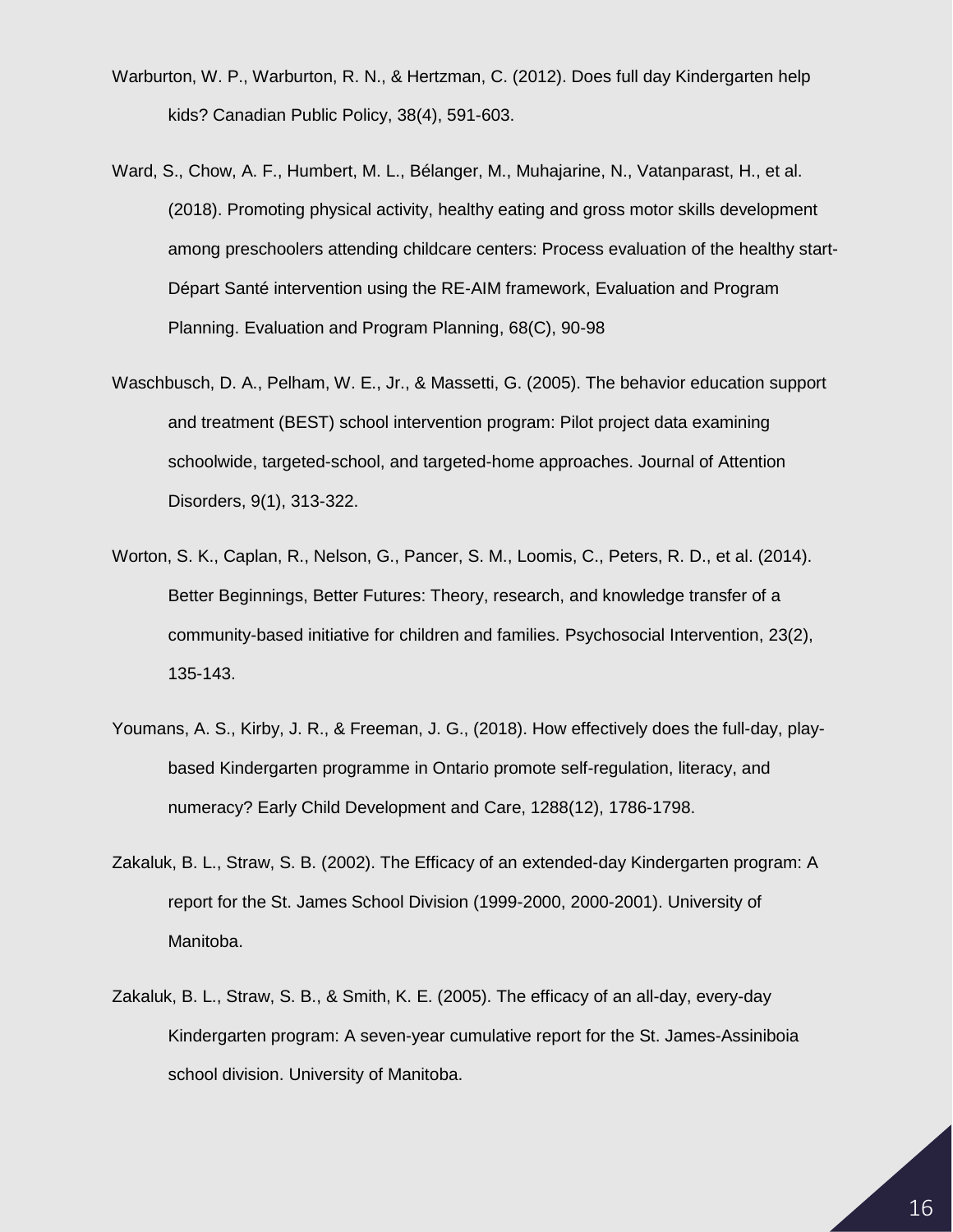Warburton, W. P., Warburton, R. N., & Hertzman, C. (2012). Does full day Kindergarten help kids? Canadian Public Policy, 38(4), 591-603.

Ward, S., Chow, A. F., Humbert, M. L., Bélanger, M., Muhajarine, N., Vatanparast, H., et al. (2018). Promoting physical activity, healthy eating and gross motor skills development among preschoolers attending childcare centers: Process evaluation of the healthy start-Départ Santé intervention using the RE-AIM framework, Evaluation and Program Planning. Evaluation and Program Planning, 68(C), 90-98

Waschbusch, D. A., Pelham, W. E., Jr., & Massetti, G. (2005). The behavior education support and treatment (BEST) school intervention program: Pilot project data examining schoolwide, targeted-school, and targeted-home approaches. Journal of Attention Disorders, 9(1), 313-322.

Worton, S. K., Caplan, R., Nelson, G., Pancer, S. M., Loomis, C., Peters, R. D., et al. (2014). Better Beginnings, Better Futures: Theory, research, and knowledge transfer of a community-based initiative for children and families. Psychosocial Intervention, 23(2), 135-143.

Youmans, A. S., Kirby, J. R., & Freeman, J. G., (2018). How effectively does the full-day, play-based Kindergarten programme in Ontario promote self-regulation, literacy, and numeracy? Early Child Development and Care, 1288(12), 1786-1798.

Zakaluk, B. L., Straw, S. B. (2002). The Efficacy of an extended-day Kindergarten program: A report for the St. James School Division (1999-2000, 2000-2001). University of Manitoba.

Zakaluk, B. L., Straw, S. B., & Smith, K. E. (2005). The efficacy of an all-day, every-day Kindergarten program: A seven-year cumulative report for the St. James-Assiniboia school division. University of Manitoba.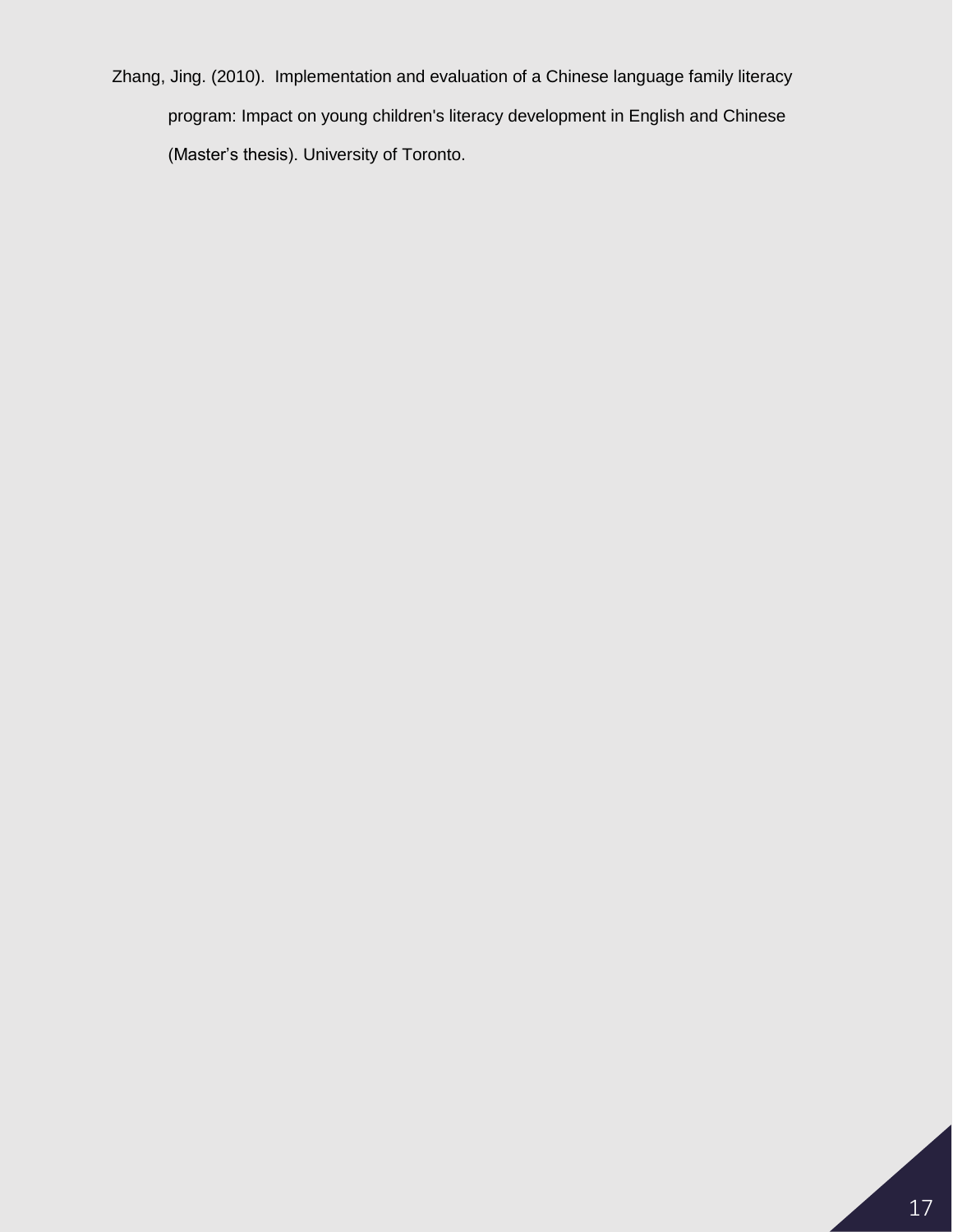Zhang, Jing. (2010). Implementation and evaluation of a Chinese language family literacy program: Impact on young children's literacy development in English and Chinese (Master’s thesis). University of Toronto.